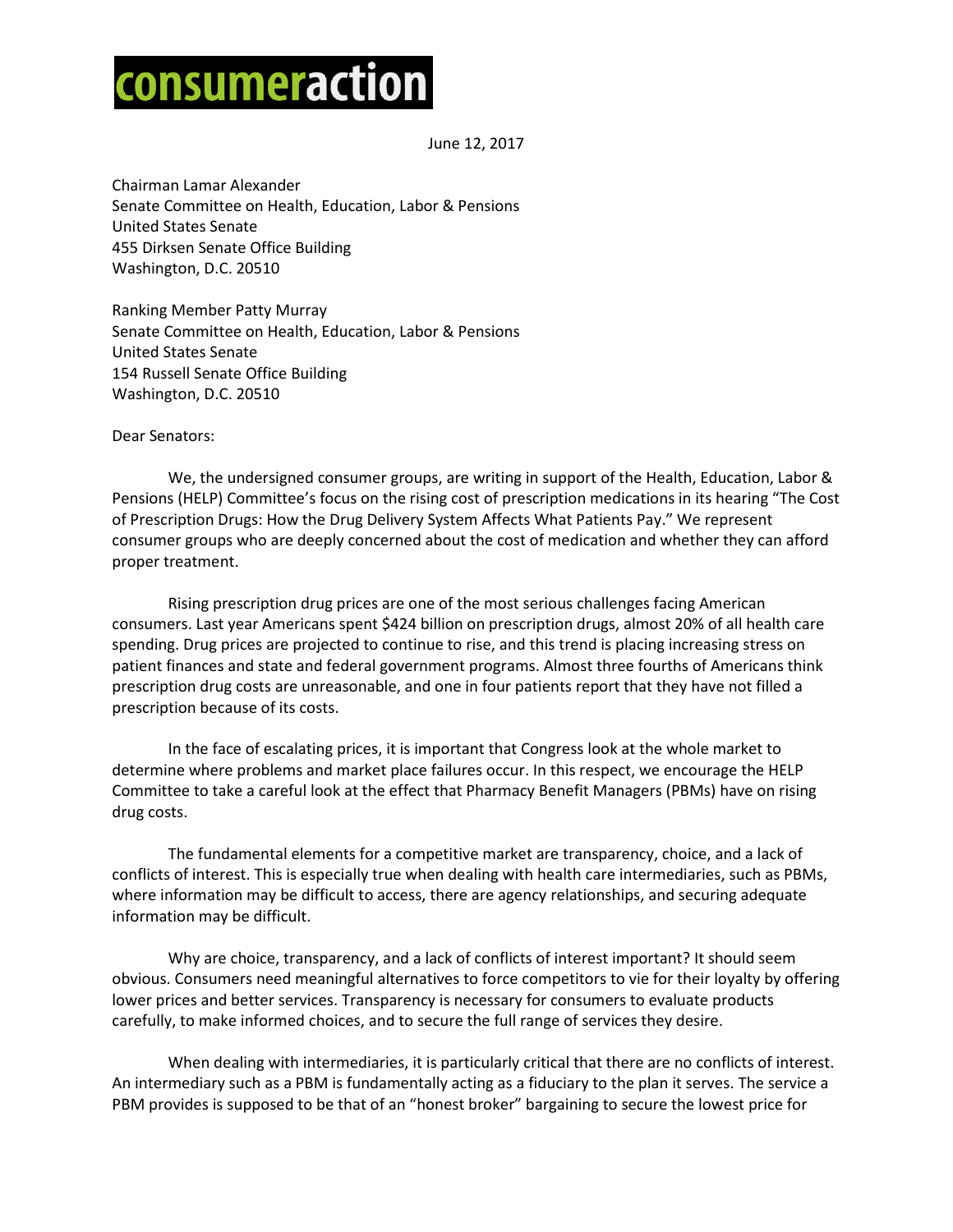# consumeraction

June 12, 2017

Chairman Lamar Alexander
Senate Committee on Health, Education, Labor & Pensions
United States Senate
455 Dirksen Senate Office Building
Washington, D.C. 20510

Ranking Member Patty Murray
Senate Committee on Health, Education, Labor & Pensions
United States Senate
154 Russell Senate Office Building
Washington, D.C. 20510

Dear Senators:

We, the undersigned consumer groups, are writing in support of the Health, Education, Labor & Pensions (HELP) Committee's focus on the rising cost of prescription medications in its hearing "The Cost of Prescription Drugs: How the Drug Delivery System Affects What Patients Pay." We represent consumer groups who are deeply concerned about the cost of medication and whether they can afford proper treatment.

Rising prescription drug prices are one of the most serious challenges facing American consumers. Last year Americans spent $424 billion on prescription drugs, almost 20% of all health care spending. Drug prices are projected to continue to rise, and this trend is placing increasing stress on patient finances and state and federal government programs. Almost three fourths of Americans think prescription drug costs are unreasonable, and one in four patients report that they have not filled a prescription because of its costs.

In the face of escalating prices, it is important that Congress look at the whole market to determine where problems and market place failures occur. In this respect, we encourage the HELP Committee to take a careful look at the effect that Pharmacy Benefit Managers (PBMs) have on rising drug costs.

The fundamental elements for a competitive market are transparency, choice, and a lack of conflicts of interest. This is especially true when dealing with health care intermediaries, such as PBMs, where information may be difficult to access, there are agency relationships, and securing adequate information may be difficult.

Why are choice, transparency, and a lack of conflicts of interest important? It should seem obvious. Consumers need meaningful alternatives to force competitors to vie for their loyalty by offering lower prices and better services. Transparency is necessary for consumers to evaluate products carefully, to make informed choices, and to secure the full range of services they desire.

When dealing with intermediaries, it is particularly critical that there are no conflicts of interest. An intermediary such as a PBM is fundamentally acting as a fiduciary to the plan it serves. The service a PBM provides is supposed to be that of an "honest broker" bargaining to secure the lowest price for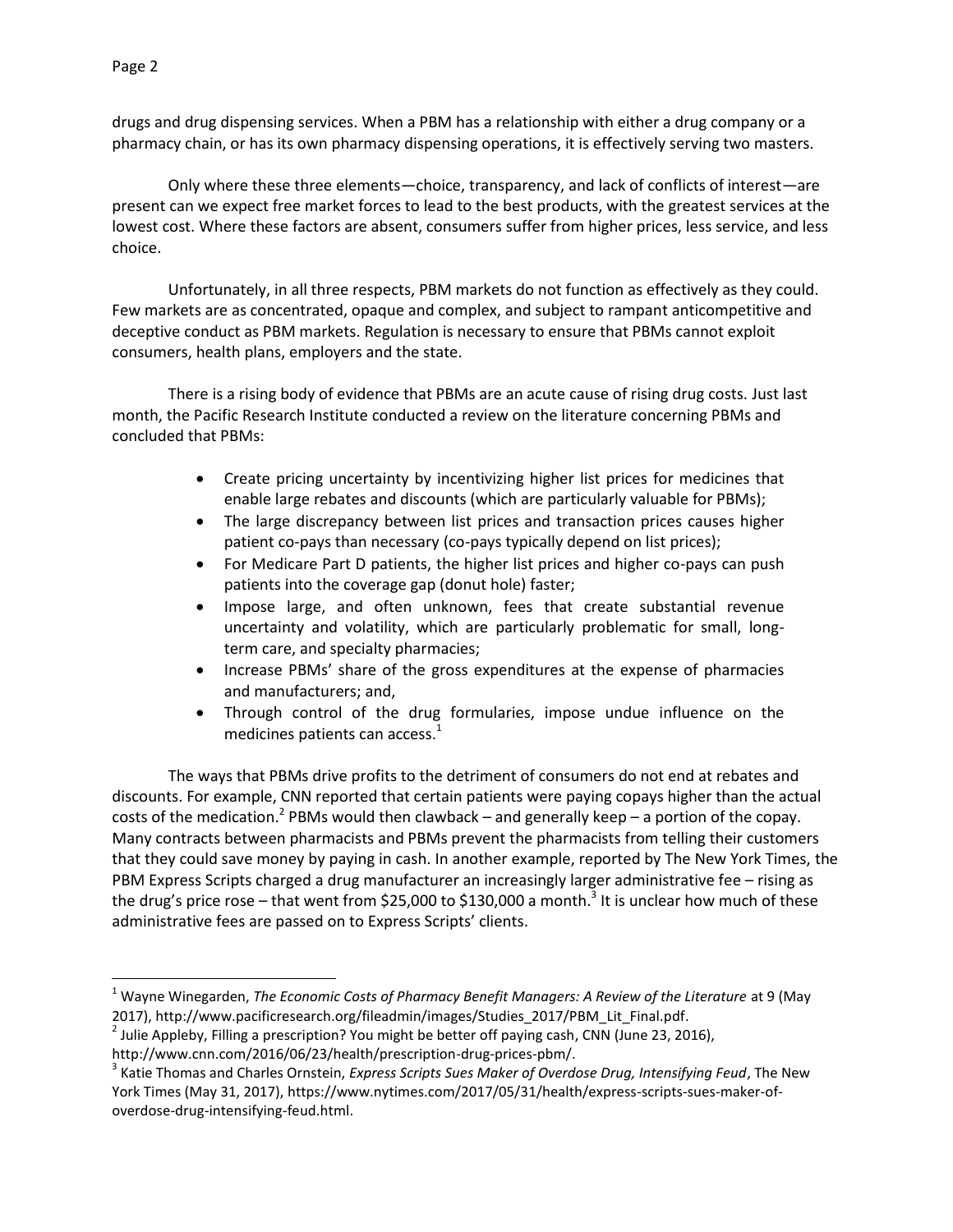drugs and drug dispensing services. When a PBM has a relationship with either a drug company or a pharmacy chain, or has its own pharmacy dispensing operations, it is effectively serving two masters.

Only where these three elements—choice, transparency, and lack of conflicts of interest—are present can we expect free market forces to lead to the best products, with the greatest services at the lowest cost. Where these factors are absent, consumers suffer from higher prices, less service, and less choice.

Unfortunately, in all three respects, PBM markets do not function as effectively as they could. Few markets are as concentrated, opaque and complex, and subject to rampant anticompetitive and deceptive conduct as PBM markets. Regulation is necessary to ensure that PBMs cannot exploit consumers, health plans, employers and the state.

There is a rising body of evidence that PBMs are an acute cause of rising drug costs. Just last month, the Pacific Research Institute conducted a review on the literature concerning PBMs and concluded that PBMs:

- Create pricing uncertainty by incentivizing higher list prices for medicines that enable large rebates and discounts (which are particularly valuable for PBMs);
- The large discrepancy between list prices and transaction prices causes higher patient co-pays than necessary (co-pays typically depend on list prices);
- For Medicare Part D patients, the higher list prices and higher co-pays can push patients into the coverage gap (donut hole) faster;
- Impose large, and often unknown, fees that create substantial revenue uncertainty and volatility, which are particularly problematic for small, long-term care, and specialty pharmacies;
- Increase PBMs' share of the gross expenditures at the expense of pharmacies and manufacturers; and,
- Through control of the drug formularies, impose undue influence on the medicines patients can access.[1]

The ways that PBMs drive profits to the detriment of consumers do not end at rebates and discounts. For example, CNN reported that certain patients were paying copays higher than the actual costs of the medication.[2] PBMs would then clawback – and generally keep – a portion of the copay. Many contracts between pharmacists and PBMs prevent the pharmacists from telling their customers that they could save money by paying in cash. In another example, reported by The New York Times, the PBM Express Scripts charged a drug manufacturer an increasingly larger administrative fee – rising as the drug's price rose – that went from $25,000 to $130,000 a month.[3] It is unclear how much of these administrative fees are passed on to Express Scripts' clients.

---

[1] Wayne Winegarden, *The Economic Costs of Pharmacy Benefit Managers: A Review of the Literature* at 9 (May 2017), http://www.pacificresearch.org/fileadmin/images/Studies_2017/PBM_Lit_Final.pdf.

[2] Julie Appleby, Filling a prescription? You might be better off paying cash, CNN (June 23, 2016), http://www.cnn.com/2016/06/23/health/prescription-drug-prices-pbm/.

[3] Katie Thomas and Charles Ornstein, *Express Scripts Sues Maker of Overdose Drug, Intensifying Feud*, The New York Times (May 31, 2017), https://www.nytimes.com/2017/05/31/health/express-scripts-sues-maker-of-overdose-drug-intensifying-feud.html.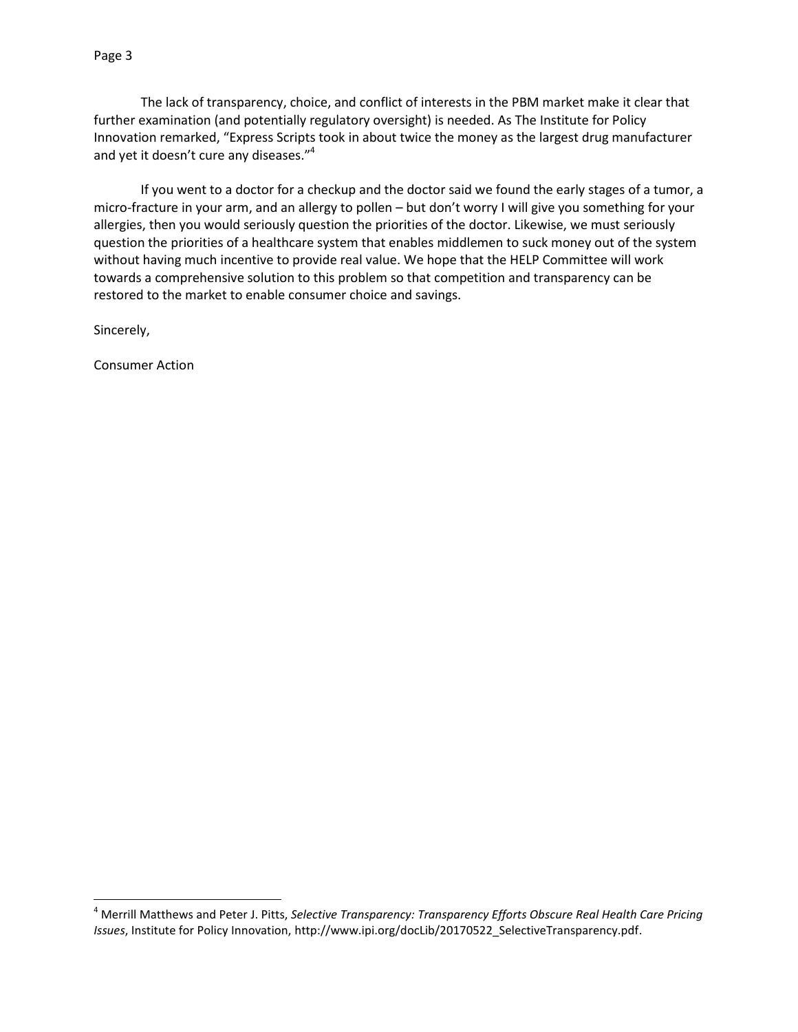The lack of transparency, choice, and conflict of interests in the PBM market make it clear that further examination (and potentially regulatory oversight) is needed. As The Institute for Policy Innovation remarked, "Express Scripts took in about twice the money as the largest drug manufacturer and yet it doesn't cure any diseases."[4]

If you went to a doctor for a checkup and the doctor said we found the early stages of a tumor, a micro-fracture in your arm, and an allergy to pollen – but don't worry I will give you something for your allergies, then you would seriously question the priorities of the doctor. Likewise, we must seriously question the priorities of a healthcare system that enables middlemen to suck money out of the system without having much incentive to provide real value. We hope that the HELP Committee will work towards a comprehensive solution to this problem so that competition and transparency can be restored to the market to enable consumer choice and savings.

Sincerely,

Consumer Action

---

[4] Merrill Matthews and Peter J. Pitts, *Selective Transparency: Transparency Efforts Obscure Real Health Care Pricing Issues*, Institute for Policy Innovation, http://www.ipi.org/docLib/20170522_SelectiveTransparency.pdf.